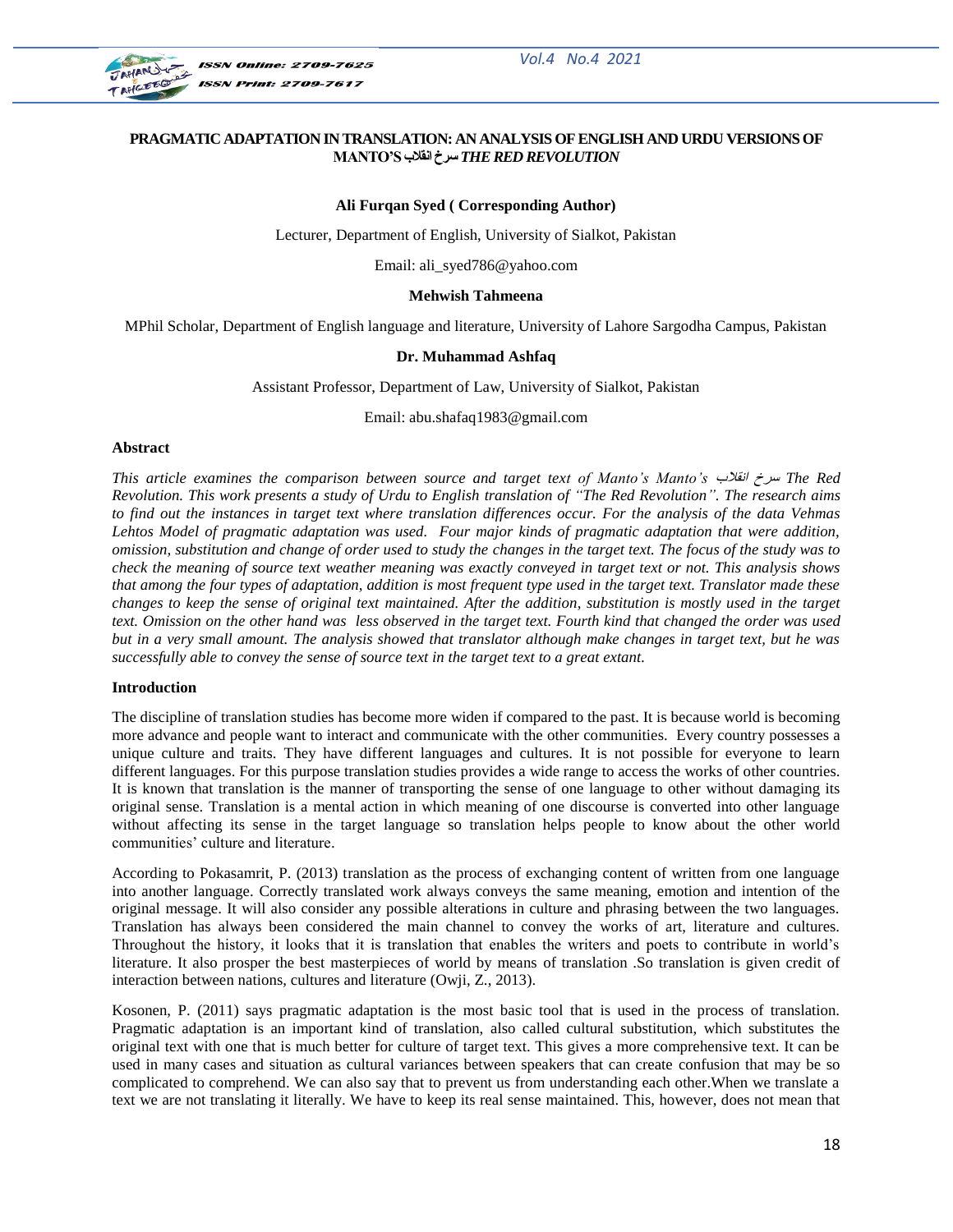# PRAGMATIC ADAPTATION IN TRANSLATION: AN ANALYSIS OF ENGLISH AND URDU VERSIONS OF MANTO'S سرخ انقلاب *THE RED REVOLUTION*

**Ali Furqan Syed ( Corresponding Author)**

Lecturer, Department of English, University of Sialkot, Pakistan

Email: ali_syed786@yahoo.com

**Mehwish Tahmeena**

MPhil Scholar, Department of English language and literature, University of Lahore Sargodha Campus, Pakistan

**Dr. Muhammad Ashfaq**

Assistant Professor, Department of Law, University of Sialkot, Pakistan

Email: abu.shafaq1983@gmail.com

## Abstract

*This article examines the comparison between source and target text of Manto's Manto's سرخ انقلاب The Red Revolution. This work presents a study of Urdu to English translation of "The Red Revolution". The research aims to find out the instances in target text where translation differences occur. For the analysis of the data Vehmas Lehtos Model of pragmatic adaptation was used. Four major kinds of pragmatic adaptation that were addition, omission, substitution and change of order used to study the changes in the target text. The focus of the study was to check the meaning of source text weather meaning was exactly conveyed in target text or not. This analysis shows that among the four types of adaptation, addition is most frequent type used in the target text. Translator made these changes to keep the sense of original text maintained. After the addition, substitution is mostly used in the target text. Omission on the other hand was less observed in the target text. Fourth kind that changed the order was used but in a very small amount. The analysis showed that translator although make changes in target text, but he was successfully able to convey the sense of source text in the target text to a great extant.*

## Introduction

The discipline of translation studies has become more widen if compared to the past. It is because world is becoming more advance and people want to interact and communicate with the other communities. Every country possesses a unique culture and traits. They have different languages and cultures. It is not possible for everyone to learn different languages. For this purpose translation studies provides a wide range to access the works of other countries. It is known that translation is the manner of transporting the sense of one language to other without damaging its original sense. Translation is a mental action in which meaning of one discourse is converted into other language without affecting its sense in the target language so translation helps people to know about the other world communities' culture and literature.

According to Pokasamrit, P. (2013) translation as the process of exchanging content of written from one language into another language. Correctly translated work always conveys the same meaning, emotion and intention of the original message. It will also consider any possible alterations in culture and phrasing between the two languages. Translation has always been considered the main channel to convey the works of art, literature and cultures. Throughout the history, it looks that it is translation that enables the writers and poets to contribute in world's literature. It also prosper the best masterpieces of world by means of translation .So translation is given credit of interaction between nations, cultures and literature (Owji, Z., 2013).

Kosonen, P. (2011) says pragmatic adaptation is the most basic tool that is used in the process of translation. Pragmatic adaptation is an important kind of translation, also called cultural substitution, which substitutes the original text with one that is much better for culture of target text. This gives a more comprehensive text. It can be used in many cases and situation as cultural variances between speakers that can create confusion that may be so complicated to comprehend. We can also say that to prevent us from understanding each other.When we translate a text we are not translating it literally. We have to keep its real sense maintained. This, however, does not mean that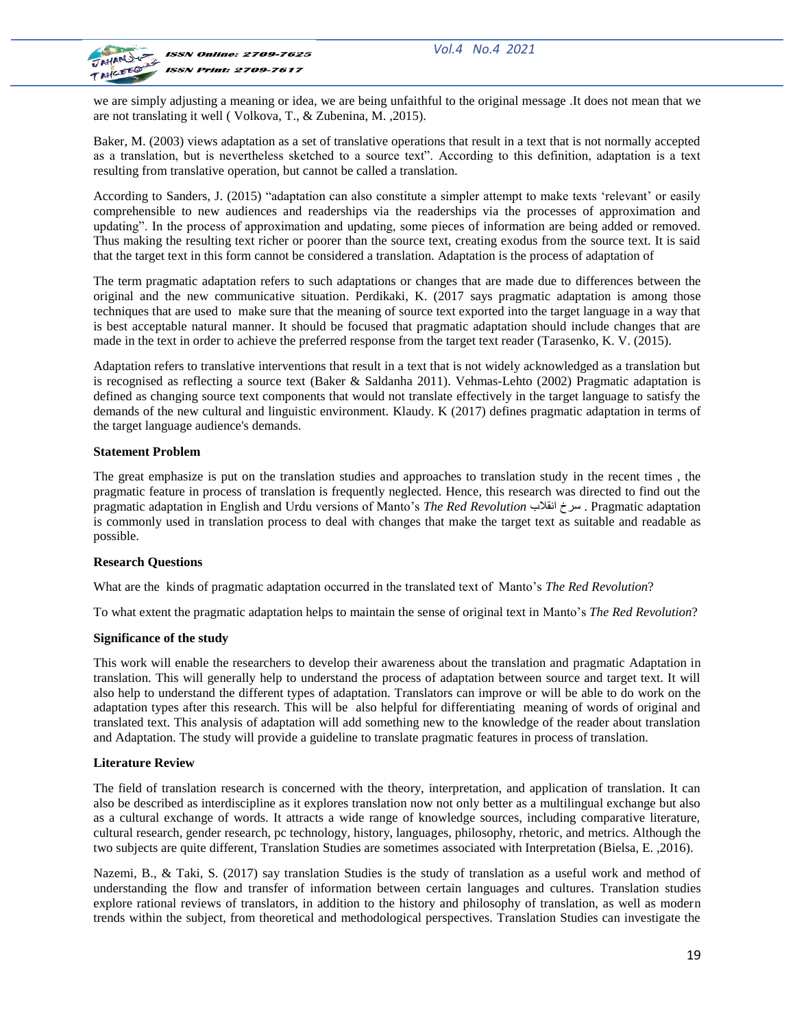we are simply adjusting a meaning or idea, we are being unfaithful to the original message .It does not mean that we are not translating it well ( Volkova, T., & Zubenina, M. ,2015).

Baker, M. (2003) views adaptation as a set of translative operations that result in a text that is not normally accepted as a translation, but is nevertheless sketched to a source text". According to this definition, adaptation is a text resulting from translative operation, but cannot be called a translation.

According to Sanders, J. (2015) "adaptation can also constitute a simpler attempt to make texts 'relevant' or easily comprehensible to new audiences and readerships via the readerships via the processes of approximation and updating". In the process of approximation and updating, some pieces of information are being added or removed. Thus making the resulting text richer or poorer than the source text, creating exodus from the source text. It is said that the target text in this form cannot be considered a translation. Adaptation is the process of adaptation of

The term pragmatic adaptation refers to such adaptations or changes that are made due to differences between the original and the new communicative situation. Perdikaki, K. (2017 says pragmatic adaptation is among those techniques that are used to make sure that the meaning of source text exported into the target language in a way that is best acceptable natural manner. It should be focused that pragmatic adaptation should include changes that are made in the text in order to achieve the preferred response from the target text reader (Tarasenko, K. V. (2015).

Adaptation refers to translative interventions that result in a text that is not widely acknowledged as a translation but is recognised as reflecting a source text (Baker & Saldanha 2011). Vehmas-Lehto (2002) Pragmatic adaptation is defined as changing source text components that would not translate effectively in the target language to satisfy the demands of the new cultural and linguistic environment. Klaudy. K (2017) defines pragmatic adaptation in terms of the target language audience's demands.

**Statement Problem**

The great emphasize is put on the translation studies and approaches to translation study in the recent times , the pragmatic feature in process of translation is frequently neglected. Hence, this research was directed to find out the pragmatic adaptation in English and Urdu versions of Manto's *The Red Revolution* سرخ انقلاب . Pragmatic adaptation is commonly used in translation process to deal with changes that make the target text as suitable and readable as possible.

**Research Questions**

What are the kinds of pragmatic adaptation occurred in the translated text of Manto's *The Red Revolution*?

To what extent the pragmatic adaptation helps to maintain the sense of original text in Manto's *The Red Revolution*?

**Significance of the study**

This work will enable the researchers to develop their awareness about the translation and pragmatic Adaptation in translation. This will generally help to understand the process of adaptation between source and target text. It will also help to understand the different types of adaptation. Translators can improve or will be able to do work on the adaptation types after this research. This will be also helpful for differentiating meaning of words of original and translated text. This analysis of adaptation will add something new to the knowledge of the reader about translation and Adaptation. The study will provide a guideline to translate pragmatic features in process of translation.

**Literature Review**

The field of translation research is concerned with the theory, interpretation, and application of translation. It can also be described as interdiscipline as it explores translation now not only better as a multilingual exchange but also as a cultural exchange of words. It attracts a wide range of knowledge sources, including comparative literature, cultural research, gender research, pc technology, history, languages, philosophy, rhetoric, and metrics. Although the two subjects are quite different, Translation Studies are sometimes associated with Interpretation (Bielsa, E. ,2016).

Nazemi, B., & Taki, S. (2017) say translation Studies is the study of translation as a useful work and method of understanding the flow and transfer of information between certain languages and cultures. Translation studies explore rational reviews of translators, in addition to the history and philosophy of translation, as well as modern trends within the subject, from theoretical and methodological perspectives. Translation Studies can investigate the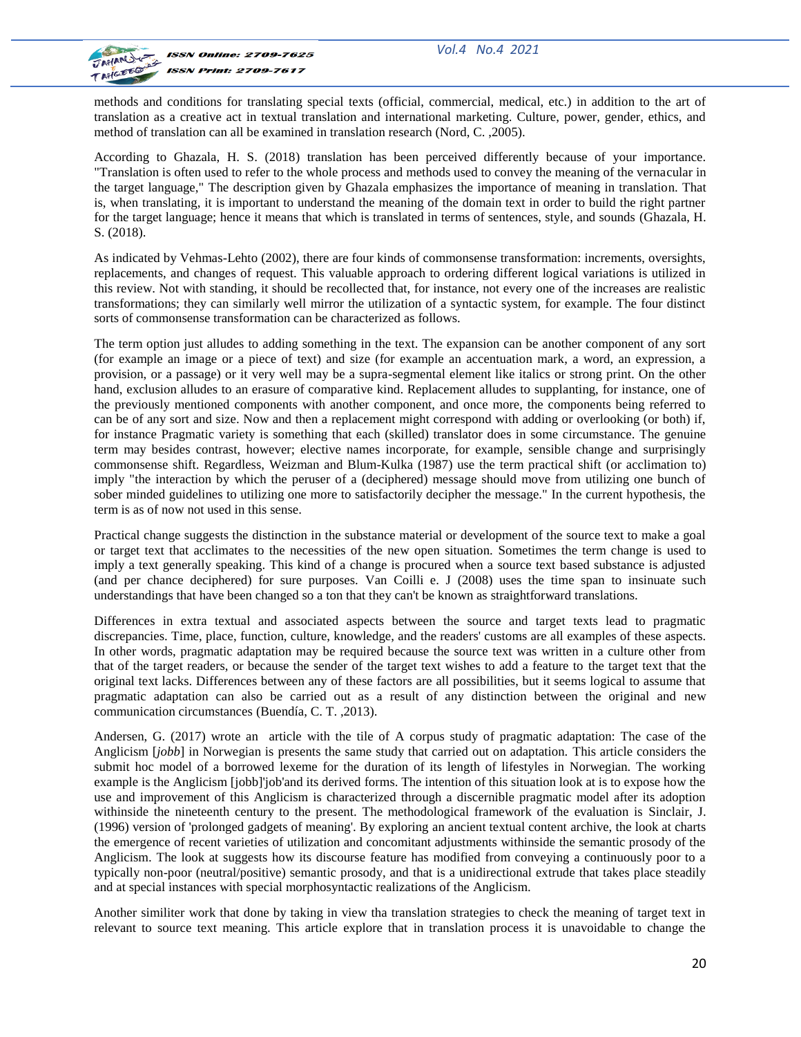methods and conditions for translating special texts (official, commercial, medical, etc.) in addition to the art of translation as a creative act in textual translation and international marketing. Culture, power, gender, ethics, and method of translation can all be examined in translation research (Nord, C. ,2005).

According to Ghazala, H. S. (2018) translation has been perceived differently because of your importance. "Translation is often used to refer to the whole process and methods used to convey the meaning of the vernacular in the target language," The description given by Ghazala emphasizes the importance of meaning in translation. That is, when translating, it is important to understand the meaning of the domain text in order to build the right partner for the target language; hence it means that which is translated in terms of sentences, style, and sounds (Ghazala, H. S. (2018).

As indicated by Vehmas-Lehto (2002), there are four kinds of commonsense transformation: increments, oversights, replacements, and changes of request. This valuable approach to ordering different logical variations is utilized in this review. Not with standing, it should be recollected that, for instance, not every one of the increases are realistic transformations; they can similarly well mirror the utilization of a syntactic system, for example. The four distinct sorts of commonsense transformation can be characterized as follows.

The term option just alludes to adding something in the text. The expansion can be another component of any sort (for example an image or a piece of text) and size (for example an accentuation mark, a word, an expression, a provision, or a passage) or it very well may be a supra-segmental element like italics or strong print. On the other hand, exclusion alludes to an erasure of comparative kind. Replacement alludes to supplanting, for instance, one of the previously mentioned components with another component, and once more, the components being referred to can be of any sort and size. Now and then a replacement might correspond with adding or overlooking (or both) if, for instance Pragmatic variety is something that each (skilled) translator does in some circumstance. The genuine term may besides contrast, however; elective names incorporate, for example, sensible change and surprisingly commonsense shift. Regardless, Weizman and Blum-Kulka (1987) use the term practical shift (or acclimation to) imply "the interaction by which the peruser of a (deciphered) message should move from utilizing one bunch of sober minded guidelines to utilizing one more to satisfactorily decipher the message." In the current hypothesis, the term is as of now not used in this sense.

Practical change suggests the distinction in the substance material or development of the source text to make a goal or target text that acclimates to the necessities of the new open situation. Sometimes the term change is used to imply a text generally speaking. This kind of a change is procured when a source text based substance is adjusted (and per chance deciphered) for sure purposes. Van Coilli e. J (2008) uses the time span to insinuate such understandings that have been changed so a ton that they can't be known as straightforward translations.

Differences in extra textual and associated aspects between the source and target texts lead to pragmatic discrepancies. Time, place, function, culture, knowledge, and the readers' customs are all examples of these aspects. In other words, pragmatic adaptation may be required because the source text was written in a culture other from that of the target readers, or because the sender of the target text wishes to add a feature to the target text that the original text lacks. Differences between any of these factors are all possibilities, but it seems logical to assume that pragmatic adaptation can also be carried out as a result of any distinction between the original and new communication circumstances (Buendía, C. T. ,2013).

Andersen, G. (2017) wrote an article with the tile of A corpus study of pragmatic adaptation: The case of the Anglicism [*jobb*] in Norwegian is presents the same study that carried out on adaptation. This article considers the submit hoc model of a borrowed lexeme for the duration of its length of lifestyles in Norwegian. The working example is the Anglicism [jobb]'job'and its derived forms. The intention of this situation look at is to expose how the use and improvement of this Anglicism is characterized through a discernible pragmatic model after its adoption withinside the nineteenth century to the present. The methodological framework of the evaluation is Sinclair, J. (1996) version of 'prolonged gadgets of meaning'. By exploring an ancient textual content archive, the look at charts the emergence of recent varieties of utilization and concomitant adjustments withinside the semantic prosody of the Anglicism. The look at suggests how its discourse feature has modified from conveying a continuously poor to a typically non-poor (neutral/positive) semantic prosody, and that is a unidirectional extrude that takes place steadily and at special instances with special morphosyntactic realizations of the Anglicism.

Another similiter work that done by taking in view tha translation strategies to check the meaning of target text in relevant to source text meaning. This article explore that in translation process it is unavoidable to change the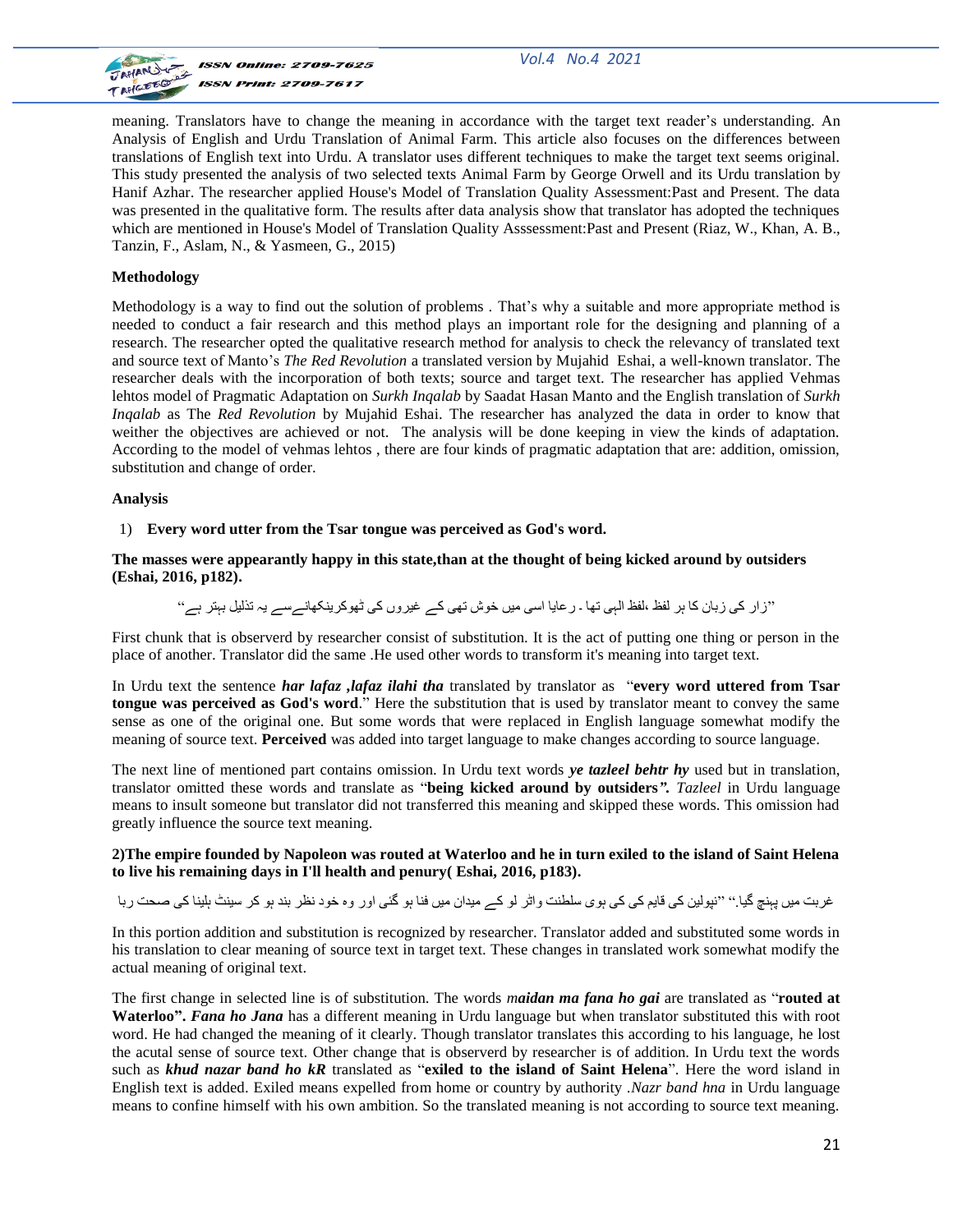meaning. Translators have to change the meaning in accordance with the target text reader's understanding. An Analysis of English and Urdu Translation of Animal Farm. This article also focuses on the differences between translations of English text into Urdu. A translator uses different techniques to make the target text seems original. This study presented the analysis of two selected texts Animal Farm by George Orwell and its Urdu translation by Hanif Azhar. The researcher applied House's Model of Translation Quality Assessment:Past and Present. The data was presented in the qualitative form. The results after data analysis show that translator has adopted the techniques which are mentioned in House's Model of Translation Quality Asssessment:Past and Present (Riaz, W., Khan, A. B., Tanzin, F., Aslam, N., & Yasmeen, G., 2015)

**Methodology**

Methodology is a way to find out the solution of problems . That's why a suitable and more appropriate method is needed to conduct a fair research and this method plays an important role for the designing and planning of a research. The researcher opted the qualitative research method for analysis to check the relevancy of translated text and source text of Manto's *The Red Revolution* a translated version by Mujahid Eshai, a well-known translator. The researcher deals with the incorporation of both texts; source and target text. The researcher has applied Vehmas lehtos model of Pragmatic Adaptation on *Surkh Inqalab* by Saadat Hasan Manto and the English translation of *Surkh Inqalab* as The *Red Revolution* by Mujahid Eshai. The researcher has analyzed the data in order to know that weither the objectives are achieved or not. The analysis will be done keeping in view the kinds of adaptation. According to the model of vehmas lehtos , there are four kinds of pragmatic adaptation that are: addition, omission, substitution and change of order.

**Analysis**

1) **Every word utter from the Tsar tongue was perceived as God's word.**

**The masses were appearantly happy in this state,than at the thought of being kicked around by outsiders (Eshai, 2016, p182).**

"زار کی زبان کا ہر لفظ ،لفظ الہی تھا ۔ رعایا اسی میں خوش تھی کے غیروں کی ٹھوکریںکھانےسے یہ تذلیل بہتر ہے"

First chunk that is observerd by researcher consist of substitution. It is the act of putting one thing or person in the place of another. Translator did the same .He used other words to transform it's meaning into target text.

In Urdu text the sentence ***har lafaz ,lafaz ilahi tha*** translated by translator as "**every word uttered from Tsar tongue was perceived as God's word**." Here the substitution that is used by translator meant to convey the same sense as one of the original one. But some words that were replaced in English language somewhat modify the meaning of source text. **Perceived** was added into target language to make changes according to source language.

The next line of mentioned part contains omission. In Urdu text words ***ye tazleel behtr hy*** used but in translation, translator omitted these words and translate as "**being kicked around by outsiders*".*** *Tazleel* in Urdu language means to insult someone but translator did not transferred this meaning and skipped these words. This omission had greatly influence the source text meaning.

**2)The empire founded by Napoleon was routed at Waterloo and he in turn exiled to the island of Saint Helena to live his remaining days in I'll health and penury( Eshai, 2016, p183).**

"نپولین کی قایم کی کی ہوی سلطنت واٹر لو کے میدان میں فنا ہو گئی اور وہ خود نظر بند ہو کر سینٹ ہلینا کی صحت ربا غربت میں پہنچ گیا."

In this portion addition and substitution is recognized by researcher. Translator added and substituted some words in his translation to clear meaning of source text in target text. These changes in translated work somewhat modify the actual meaning of original text.

The first change in selected line is of substitution. The words *maidan ma fana ho gai* are translated as "**routed at Waterloo". *Fana ho Jana*** has a different meaning in Urdu language but when translator substituted this with root word. He had changed the meaning of it clearly. Though translator translates this according to his language, he lost the acutal sense of source text. Other change that is observerd by researcher is of addition. In Urdu text the words such as ***khud nazar band ho kR*** translated as "**exiled to the island of Saint Helena**". Here the word island in English text is added. Exiled means expelled from home or country by authority .*Nazr band hna* in Urdu language means to confine himself with his own ambition. So the translated meaning is not according to source text meaning.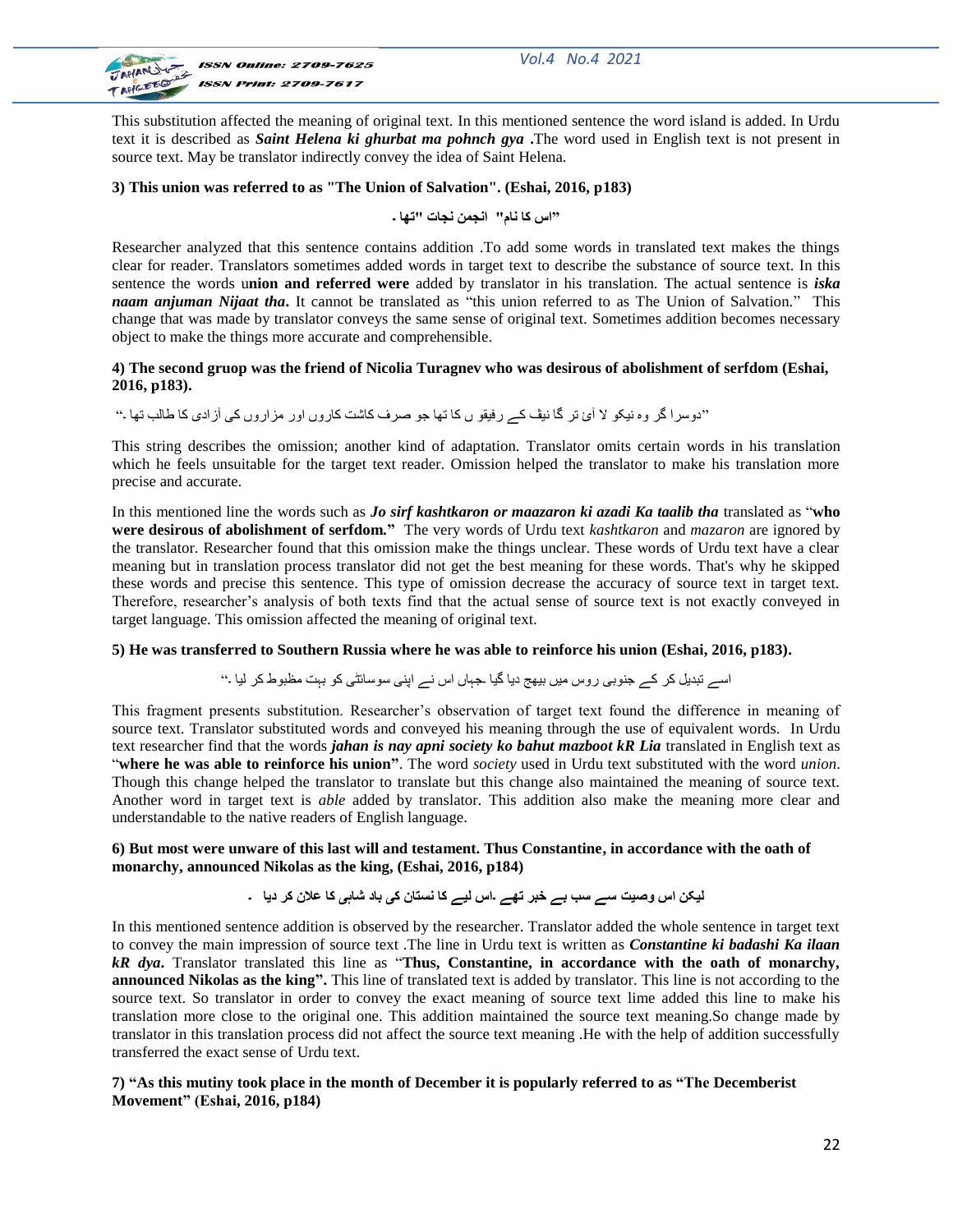This substitution affected the meaning of original text. In this mentioned sentence the word island is added. In Urdu text it is described as ***Saint Helena ki ghurbat ma pohnch gya*** .The word used in English text is not present in source text. May be translator indirectly convey the idea of Saint Helena.

**3) This union was referred to as "The Union of Salvation". (Eshai, 2016, p183)**

**"اس کا نام" انجمن نجات "تھا ۔**

Researcher analyzed that this sentence contains addition .To add some words in translated text makes the things clear for reader. Translators sometimes added words in target text to describe the substance of source text. In this sentence the words u**nion and referred were** added by translator in his translation. The actual sentence is ***iska naam anjuman Nijaat tha***. It cannot be translated as "this union referred to as The Union of Salvation." This change that was made by translator conveys the same sense of original text. Sometimes addition becomes necessary object to make the things more accurate and comprehensible.

**4) The second gruop was the friend of Nicolia Turagnev who was desirous of abolishment of serfdom (Eshai, 2016, p183).**

"دوسرا گر وہ نیکو لا آئ تر گا نیف کے رفیقو ں کا تھا جو صرف کاشت کاروں اور مزاروں کی آزادی کا طالب تھا ۔"

This string describes the omission; another kind of adaptation. Translator omits certain words in his translation which he feels unsuitable for the target text reader. Omission helped the translator to make his translation more precise and accurate.

In this mentioned line the words such as ***Jo sirf kashtkaron or maazaron ki azadi Ka taalib tha*** translated as "**who were desirous of abolishment of serfdom."** The very words of Urdu text *kashtkaron* and *mazaron* are ignored by the translator. Researcher found that this omission make the things unclear. These words of Urdu text have a clear meaning but in translation process translator did not get the best meaning for these words. That's why he skipped these words and precise this sentence. This type of omission decrease the accuracy of source text in target text. Therefore, researcher's analysis of both texts find that the actual sense of source text is not exactly conveyed in target language. This omission affected the meaning of original text.

**5) He was transferred to Southern Russia where he was able to reinforce his union (Eshai, 2016, p183).**

اسے تبدیل کر کے جنوبی روس میں بیھج دیا گیا ۔جہاں اس نے اپنی سوسائٹی کو بہت مظبوط کر لیا ۔"

This fragment presents substitution. Researcher's observation of target text found the difference in meaning of source text. Translator substituted words and conveyed his meaning through the use of equivalent words. In Urdu text researcher find that the words ***jahan is nay apni society ko bahut mazboot kR Lia*** translated in English text as "**where he was able to reinforce his union"**. The word *society* used in Urdu text substituted with the word *union*. Though this change helped the translator to translate but this change also maintained the meaning of source text. Another word in target text is *able* added by translator. This addition also make the meaning more clear and understandable to the native readers of English language.

**6) But most were unware of this last will and testament. Thus Constantine, in accordance with the oath of monarchy, announced Nikolas as the king, (Eshai, 2016, p184)**

**لیکن اس وصیت سے سب بے خبر تھے ۔اس لیے کا نستان کی باد شاہی کا علان کر دیا ۔**

In this mentioned sentence addition is observed by the researcher. Translator added the whole sentence in target text to convey the main impression of source text .The line in Urdu text is written as ***Constantine ki badashi Ka ilaan kR dya***. Translator translated this line as "**Thus, Constantine, in accordance with the oath of monarchy, announced Nikolas as the king".** This line of translated text is added by translator. This line is not according to the source text. So translator in order to convey the exact meaning of source text lime added this line to make his translation more close to the original one. This addition maintained the source text meaning.So change made by translator in this translation process did not affect the source text meaning .He with the help of addition successfully transferred the exact sense of Urdu text.

**7) "As this mutiny took place in the month of December it is popularly referred to as "The Decemberist Movement" (Eshai, 2016, p184)**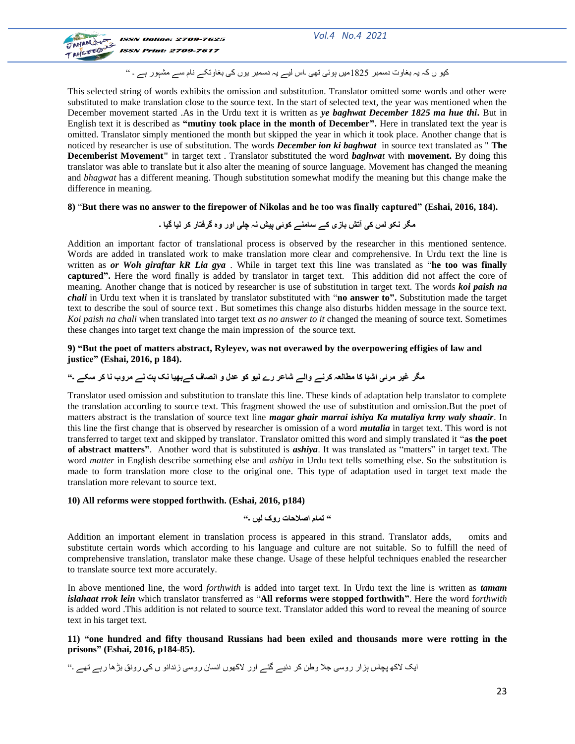کیو ں کہ یہ بغاوت دسمبر 1825میں ہوئی تھی ۔اس لیے یہ دسمبر یوں کی بغاوتکے نام سے مشہور ہے ۔ "

This selected string of words exhibits the omission and substitution. Translator omitted some words and other were substituted to make translation close to the source text. In the start of selected text, the year was mentioned when the December movement started .As in the Urdu text it is written as ***ye baghwat December 1825 ma hue thi***. But in English text it is described as **"mutiny took place in the month of December".** Here in translated text the year is omitted. Translator simply mentioned the month but skipped the year in which it took place. Another change that is noticed by researcher is use of substitution. The words ***December ion ki baghwat*** in source text translated as " **The Decemberist Movement"** in target text . Translator substituted the word ***baghwat*** with **movement.** By doing this translator was able to translate but it also alter the meaning of source language. Movement has changed the meaning and *bhagwat* has a different meaning. Though substitution somewhat modify the meaning but this change make the difference in meaning.

**8)** "**But there was no answer to the firepower of Nikolas and he too was finally captured" (Eshai, 2016, 184).**

**مگر نکو لس کی آتش بازی کے سامنے کوئی پیش نہ چلی اور وہ گرفتار کر لیا گیا ۔**

Addition an important factor of translational process is observed by the researcher in this mentioned sentence. Words are added in translated work to make translation more clear and comprehensive. In Urdu text the line is written as ***or Woh giraftar kR Lia gya*** . While in target text this line was translated as "**he too was finally captured".** Here the word finally is added by translator in target text. This addition did not affect the core of meaning. Another change that is noticed by researcher is use of substitution in target text. The words ***koi paish na chali*** in Urdu text when it is translated by translator substituted with "**no answer to".** Substitution made the target text to describe the soul of source text . But sometimes this change also disturbs hidden message in the source text. *Koi paish na chali* when translated into target text *as no answer to it* changed the meaning of source text. Sometimes these changes into target text change the main impression of the source text.

**9) "But the poet of matters abstract, Ryleyev, was not overawed by the overpowering effigies of law and justice" (Eshai, 2016, p 184).**

**مگر غیر مرئی اشیا کا مطالعہ کرنے والے شاعر رے لیو کو عدل و انصاف کےبھیا نک پت لے مروب نا کر سکے ۔"**

Translator used omission and substitution to translate this line. These kinds of adaptation help translator to complete the translation according to source text. This fragment showed the use of substitution and omission.But the poet of matters abstract is the translation of source text line ***magar ghair marrai ishiya Ka mutaliya krny waly shaair***. In this line the first change that is observed by researcher is omission of a word ***mutalia*** in target text. This word is not transferred to target text and skipped by translator. Translator omitted this word and simply translated it "**as the poet of abstract matters"**. Another word that is substituted is ***ashiya***. It was translated as "matters" in target text. The word *matter* in English describe something else and *ashiya* in Urdu text tells something else. So the substitution is made to form translation more close to the original one. This type of adaptation used in target text made the translation more relevant to source text.

**10) All reforms were stopped forthwith. (Eshai, 2016, p184)**

**" تمام اصلاحات روک لیں ۔"**

Addition an important element in translation process is appeared in this strand. Translator adds, omits and substitute certain words which according to his language and culture are not suitable. So to fulfill the need of comprehensive translation, translator make these change. Usage of these helpful techniques enabled the researcher to translate source text more accurately.

In above mentioned line, the word *forthwith* is added into target text. In Urdu text the line is written as ***tamam islahaat rrok lein*** which translator transferred as "**All reforms were stopped forthwith"**. Here the word f*orthwith* is added word .This addition is not related to source text. Translator added this word to reveal the meaning of source text in his target text.

**11) "one hundred and fifty thousand Russians had been exiled and thousands more were rotting in the prisons" (Eshai, 2016, p184-85).**

ایک لاکھ پچاس ہزار روسی جلا وطن کر دئیے گئے اور لاکھوں انسان روسی زندانو ں کی رونق بڑھا رہے تھے ۔"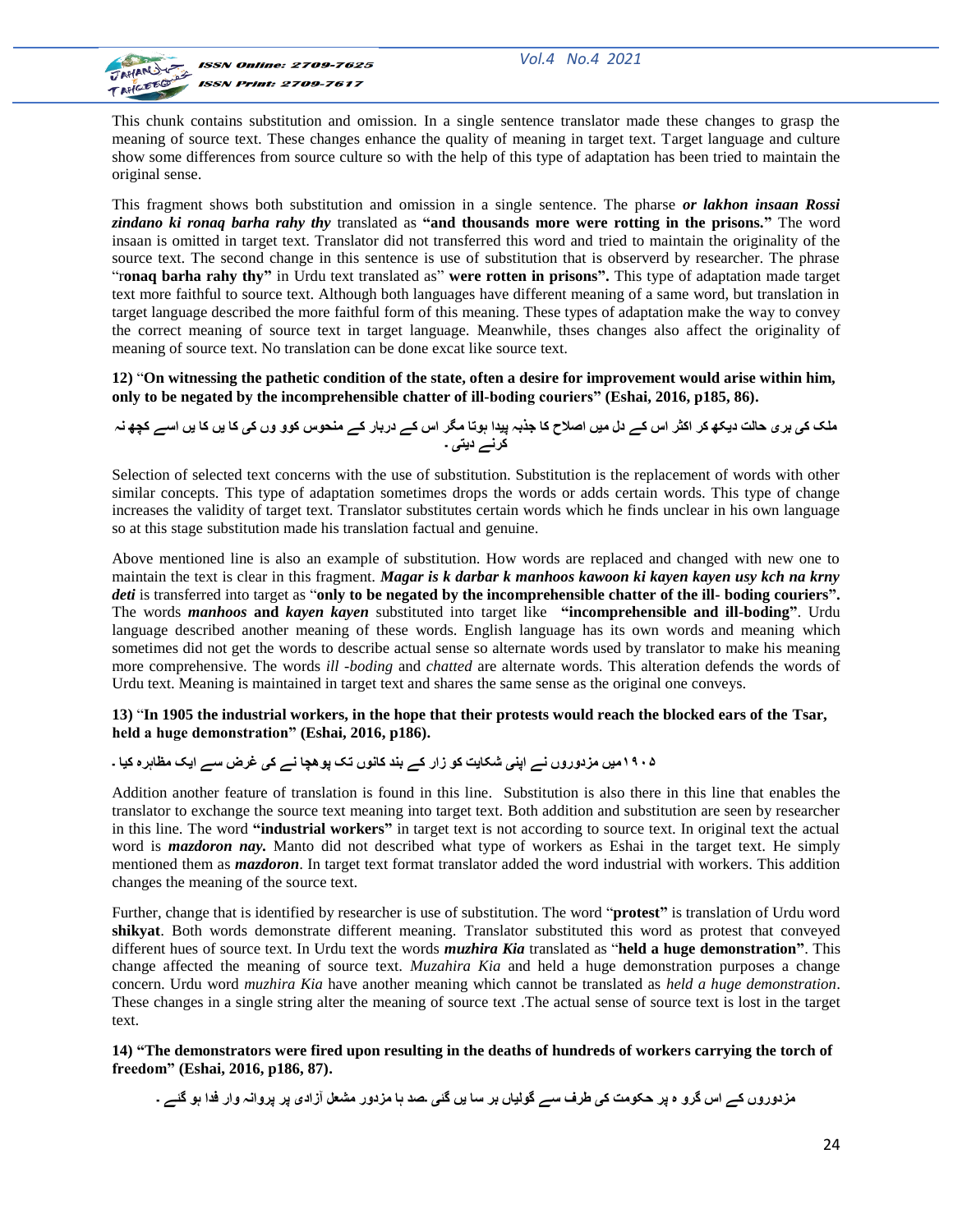This chunk contains substitution and omission. In a single sentence translator made these changes to grasp the meaning of source text. These changes enhance the quality of meaning in target text. Target language and culture show some differences from source culture so with the help of this type of adaptation has been tried to maintain the original sense.

This fragment shows both substitution and omission in a single sentence. The pharse ***or lakhon insaan Rossi zindano ki ronaq barha rahy thy*** translated as **"and thousands more were rotting in the prisons."** The word insaan is omitted in target text. Translator did not transferred this word and tried to maintain the originality of the source text. The second change in this sentence is use of substitution that is observerd by researcher. The phrase "r**onaq barha rahy thy"** in Urdu text translated as" **were rotten in prisons".** This type of adaptation made target text more faithful to source text. Although both languages have different meaning of a same word, but translation in target language described the more faithful form of this meaning. These types of adaptation make the way to convey the correct meaning of source text in target language. Meanwhile, thses changes also affect the originality of meaning of source text. No translation can be done excat like source text.

**12)** "**On witnessing the pathetic condition of the state, often a desire for improvement would arise within him, only to be negated by the incomprehensible chatter of ill-boding couriers" (Eshai, 2016, p185, 86).**

**ملک کی بری حالت دیکھ کر اکثر اس کے دل میں اصلاح کا جذبہ پیدا ہوتا مگر اس کے دربار کے منحوس کووں کی کا یں کا یں اسے کچھ نہ کرنے دیتی ۔**

Selection of selected text concerns with the use of substitution. Substitution is the replacement of words with other similar concepts. This type of adaptation sometimes drops the words or adds certain words. This type of change increases the validity of target text. Translator substitutes certain words which he finds unclear in his own language so at this stage substitution made his translation factual and genuine.

Above mentioned line is also an example of substitution. How words are replaced and changed with new one to maintain the text is clear in this fragment. ***Magar is k darbar k manhoos kawoon ki kayen kayen usy kch na krny deti*** is transferred into target as "**only to be negated by the incomprehensible chatter of the ill- boding couriers".** The words ***manhoos*** **and** ***kayen kayen*** substituted into target like **"incomprehensible and ill-boding"**. Urdu language described another meaning of these words. English language has its own words and meaning which sometimes did not get the words to describe actual sense so alternate words used by translator to make his meaning more comprehensive. The words *ill -boding* and *chatted* are alternate words. This alteration defends the words of Urdu text. Meaning is maintained in target text and shares the same sense as the original one conveys.

**13)** "**In 1905 the industrial workers, in the hope that their protests would reach the blocked ears of the Tsar, held a huge demonstration" (Eshai, 2016, p186).**

**۱۹۰۵میں مزدوروں نے اپنی شکایت کو زار کے بند کانوں تک پوھچا نے کی غرض سے ایک مظاہرہ کیا ۔**

Addition another feature of translation is found in this line. Substitution is also there in this line that enables the translator to exchange the source text meaning into target text. Both addition and substitution are seen by researcher in this line. The word **"industrial workers"** in target text is not according to source text. In original text the actual word is ***mazdoron nay.*** Manto did not described what type of workers as Eshai in the target text. He simply mentioned them as ***mazdoron***. In target text format translator added the word industrial with workers. This addition changes the meaning of the source text.

Further, change that is identified by researcher is use of substitution. The word "**protest"** is translation of Urdu word **shikyat**. Both words demonstrate different meaning. Translator substituted this word as protest that conveyed different hues of source text. In Urdu text the words ***muzhira Kia*** translated as "**held a huge demonstration"**. This change affected the meaning of source text. *Muzahira Kia* and held a huge demonstration purposes a change concern. Urdu word *muzhira Kia* have another meaning which cannot be translated as *held a huge demonstration*. These changes in a single string alter the meaning of source text .The actual sense of source text is lost in the target text.

**14) "The demonstrators were fired upon resulting in the deaths of hundreds of workers carrying the torch of freedom" (Eshai, 2016, p186, 87).**

**مزدوروں کے اس گرو ہ پر حکومت کی طرف سے گولیاں بر سا یں گئی ۔صد ہا مزدور مشعل آزادی پر پروانہ وار فدا ہو گئے ۔**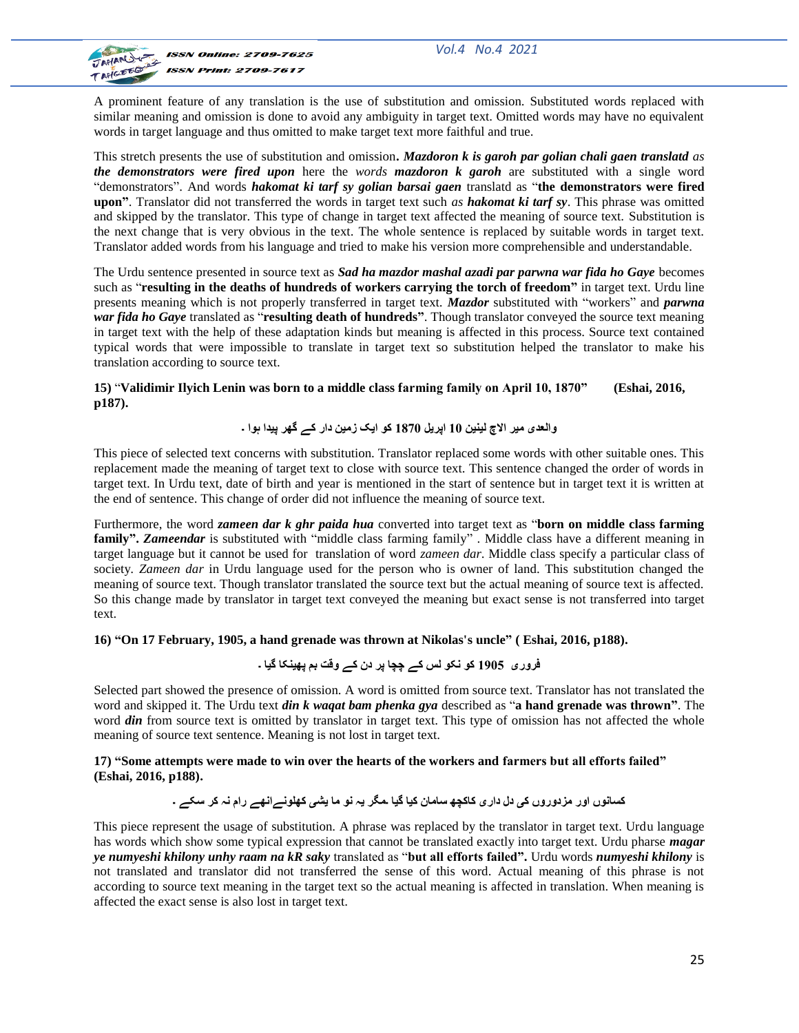A prominent feature of any translation is the use of substitution and omission. Substituted words replaced with similar meaning and omission is done to avoid any ambiguity in target text. Omitted words may have no equivalent words in target language and thus omitted to make target text more faithful and true.

This stretch presents the use of substitution and omission**.** ***Mazdoron k is garoh par golian chali gaen translatd*** *as* ***the demonstrators were fired upon*** here the *words* ***mazdoron k garoh*** are substituted with a single word "demonstrators". And words ***hakomat ki tarf sy golian barsai gaen*** translatd as "**the demonstrators were fired upon**". Translator did not transferred the words in target text such *as* ***hakomat ki tarf sy***. This phrase was omitted and skipped by the translator. This type of change in target text affected the meaning of source text. Substitution is the next change that is very obvious in the text. The whole sentence is replaced by suitable words in target text. Translator added words from his language and tried to make his version more comprehensible and understandable.

The Urdu sentence presented in source text as ***Sad ha mazdor mashal azadi par parwna war fida ho Gaye*** becomes such as "**resulting in the deaths of hundreds of workers carrying the torch of freedom"** in target text. Urdu line presents meaning which is not properly transferred in target text. ***Mazdor*** substituted with "workers" and ***parwna war fida ho Gaye*** translated as "**resulting death of hundreds"**. Though translator conveyed the source text meaning in target text with the help of these adaptation kinds but meaning is affected in this process. Source text contained typical words that were impossible to translate in target text so substitution helped the translator to make his translation according to source text.

**15)** "**Validimir Ilyich Lenin was born to a middle class farming family on April 10, 1870" (Eshai, 2016, p187).**

**والعدی میر الاچ لینین 10 اپریل 1870 کو ایک زمین دار کے گھر پیدا ہوا ۔**

This piece of selected text concerns with substitution. Translator replaced some words with other suitable ones. This replacement made the meaning of target text to close with source text. This sentence changed the order of words in target text. In Urdu text, date of birth and year is mentioned in the start of sentence but in target text it is written at the end of sentence. This change of order did not influence the meaning of source text.

Furthermore, the word ***zameen dar k ghr paida hua*** converted into target text as "**born on middle class farming family".** ***Zameendar*** is substituted with "middle class farming family" . Middle class have a different meaning in target language but it cannot be used for translation of word *zameen dar*. Middle class specify a particular class of society. *Zameen dar* in Urdu language used for the person who is owner of land. This substitution changed the meaning of source text. Though translator translated the source text but the actual meaning of source text is affected. So this change made by translator in target text conveyed the meaning but exact sense is not transferred into target text.

**16) "On 17 February, 1905, a hand grenade was thrown at Nikolas's uncle" ( Eshai, 2016, p188).**

**فروری 1905 کو نکو لس کے چچا پر دن کے وقت بم پھینکا گیا ۔**

Selected part showed the presence of omission. A word is omitted from source text. Translator has not translated the word and skipped it. The Urdu text ***din k waqat bam phenka gya*** described as "**a hand grenade was thrown"**. The word ***din*** from source text is omitted by translator in target text. This type of omission has not affected the whole meaning of source text sentence. Meaning is not lost in target text.

**17) "Some attempts were made to win over the hearts of the workers and farmers but all efforts failed" (Eshai, 2016, p188).**

**کسانوں اور مزدوروں کی دل داری کاکچھ سامان کیا گیا ۔مگر یہ نو ما یشی کھلونےانھے رام نہ کر سکے ۔**

This piece represent the usage of substitution. A phrase was replaced by the translator in target text. Urdu language has words which show some typical expression that cannot be translated exactly into target text. Urdu pharse ***magar ye numyeshi khilony unhy raam na kR saky*** translated as "**but all efforts failed".** Urdu words ***numyeshi khilony*** is not translated and translator did not transferred the sense of this word. Actual meaning of this phrase is not according to source text meaning in the target text so the actual meaning is affected in translation. When meaning is affected the exact sense is also lost in target text.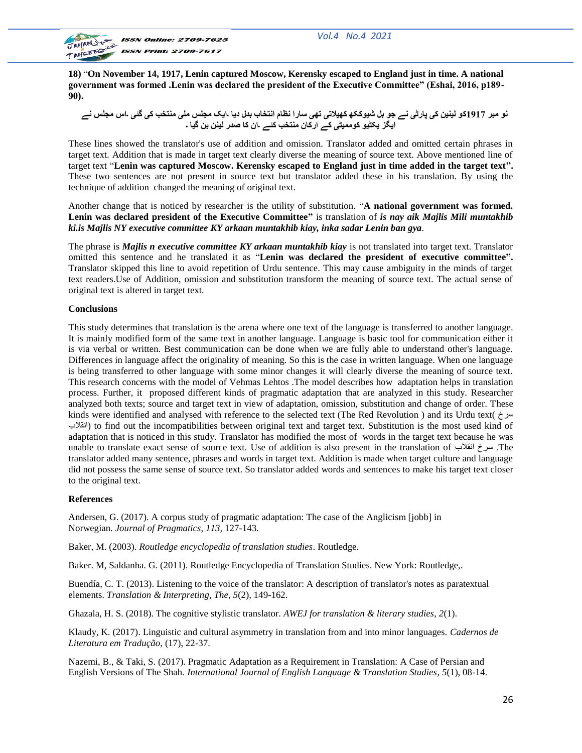**18)** "**On November 14, 1917, Lenin captured Moscow, Kerensky escaped to England just in time. A national government was formed .Lenin was declared the president of the Executive Committee" (Eshai, 2016, p189-90).**

**نو مبر 1917کو لینین کی پارٹی نے جو بل شیوککھ کھپلاتی تھی سارا نظام انتخاب بدل دیا .ایک مجلس ملی منتخب کی گئی .اس مجلس نے ایگز یکٹیو کوممیٹی کے ارکان منتخب کئے .ان کا صدر لینن بن گیا .**

These lines showed the translator's use of addition and omission. Translator added and omitted certain phrases in target text. Addition that is made in target text clearly diverse the meaning of source text. Above mentioned line of target text "**Lenin was captured Moscow. Kerensky escaped to England just in time added in the target text".** These two sentences are not present in source text but translator added these in his translation. By using the technique of addition changed the meaning of original text.

Another change that is noticed by researcher is the utility of substitution. "**A national government was formed. Lenin was declared president of the Executive Committee"** is translation of ***is nay aik Majlis Mili muntakhib ki.is Majlis NY executive committee KY arkaan muntakhib kiay, inka sadar Lenin ban gya***.

The phrase is ***Majlis n executive committee KY arkaan muntakhib kiay*** is not translated into target text. Translator omitted this sentence and he translated it as "**Lenin was declared the president of executive committee".** Translator skipped this line to avoid repetition of Urdu sentence. This may cause ambiguity in the minds of target text readers.Use of Addition, omission and substitution transform the meaning of source text. The actual sense of original text is altered in target text.

**Conclusions**

This study determines that translation is the arena where one text of the language is transferred to another language. It is mainly modified form of the same text in another language. Language is basic tool for communication either it is via verbal or written. Best communication can be done when we are fully able to understand other's language. Differences in language affect the originality of meaning. So this is the case in written language. When one language is being transferred to other language with some minor changes it will clearly diverse the meaning of source text. This research concerns with the model of Vehmas Lehtos .The model describes how adaptation helps in translation process. Further, it proposed different kinds of pragmatic adaptation that are analyzed in this study. Researcher analyzed both texts; source and target text in view of adaptation, omission, substitution and change of order. These kinds were identified and analysed with reference to the selected text (The Red Revolution ) and its Urdu text( سرخ انقلاب) to find out the incompatibilities between original text and target text. Substitution is the most used kind of adaptation that is noticed in this study. Translator has modified the most of words in the target text because he was unable to translate exact sense of source text. Use of addition is also present in the translation of سرخ انقلاب .The translator added many sentence, phrases and words in target text. Addition is made when target culture and language did not possess the same sense of source text. So translator added words and sentences to make his target text closer to the original text.

**References**

Andersen, G. (2017). A corpus study of pragmatic adaptation: The case of the Anglicism [jobb] in Norwegian. *Journal of Pragmatics*, *113*, 127-143.

Baker, M. (2003). *Routledge encyclopedia of translation studies*. Routledge.

Baker. M, Saldanha. G. (2011). Routledge Encyclopedia of Translation Studies. New York: Routledge,.

Buendía, C. T. (2013). Listening to the voice of the translator: A description of translator's notes as paratextual elements. *Translation & Interpreting, The*, *5*(2), 149-162.

Ghazala, H. S. (2018). The cognitive stylistic translator. *AWEJ for translation & literary studies*, *2*(1).

Klaudy, K. (2017). Linguistic and cultural asymmetry in translation from and into minor languages. *Cadernos de Literatura em Tradução*, (17), 22-37.

Nazemi, B., & Taki, S. (2017). Pragmatic Adaptation as a Requirement in Translation: A Case of Persian and English Versions of The Shah. *International Journal of English Language & Translation Studies*, *5*(1), 08-14.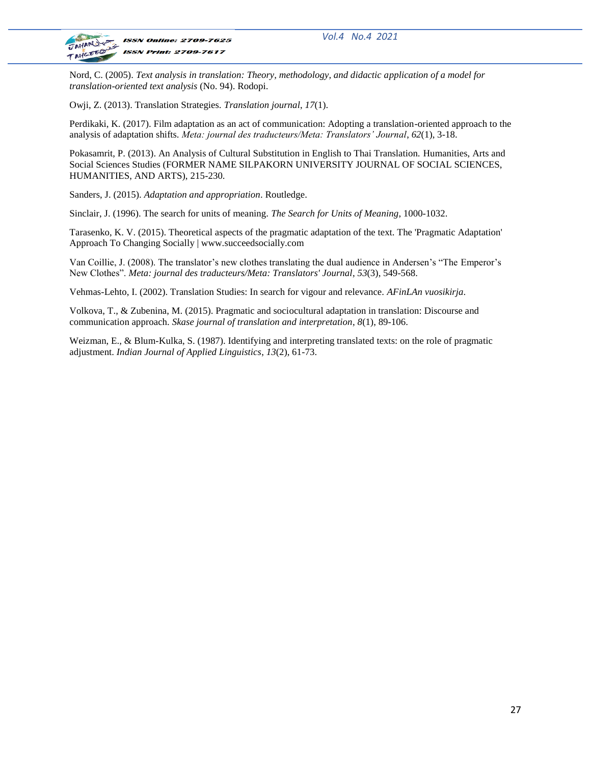Nord, C. (2005). *Text analysis in translation: Theory, methodology, and didactic application of a model for translation-oriented text analysis* (No. 94). Rodopi.

Owji, Z. (2013). Translation Strategies. *Translation journal*, *17*(1).

Perdikaki, K. (2017). Film adaptation as an act of communication: Adopting a translation-oriented approach to the analysis of adaptation shifts. *Meta: journal des traducteurs/Meta: Translators' Journal*, *62*(1), 3-18.

Pokasamrit, P. (2013). An Analysis of Cultural Substitution in English to Thai Translation. Humanities, Arts and Social Sciences Studies (FORMER NAME SILPAKORN UNIVERSITY JOURNAL OF SOCIAL SCIENCES, HUMANITIES, AND ARTS), 215-230.

Sanders, J. (2015). *Adaptation and appropriation*. Routledge.

Sinclair, J. (1996). The search for units of meaning. *The Search for Units of Meaning*, 1000-1032.

Tarasenko, K. V. (2015). Theoretical aspects of the pragmatic adaptation of the text. The 'Pragmatic Adaptation' Approach To Changing Socially | www.succeedsocially.com

Van Coillie, J. (2008). The translator's new clothes translating the dual audience in Andersen's "The Emperor's New Clothes". *Meta: journal des traducteurs/Meta: Translators' Journal*, *53*(3), 549-568.

Vehmas-Lehto, I. (2002). Translation Studies: In search for vigour and relevance. *AFinLAn vuosikirja*.

Volkova, T., & Zubenina, M. (2015). Pragmatic and sociocultural adaptation in translation: Discourse and communication approach. *Skase journal of translation and interpretation*, *8*(1), 89-106.

Weizman, E., & Blum-Kulka, S. (1987). Identifying and interpreting translated texts: on the role of pragmatic adjustment. *Indian Journal of Applied Linguistics*, *13*(2), 61-73.